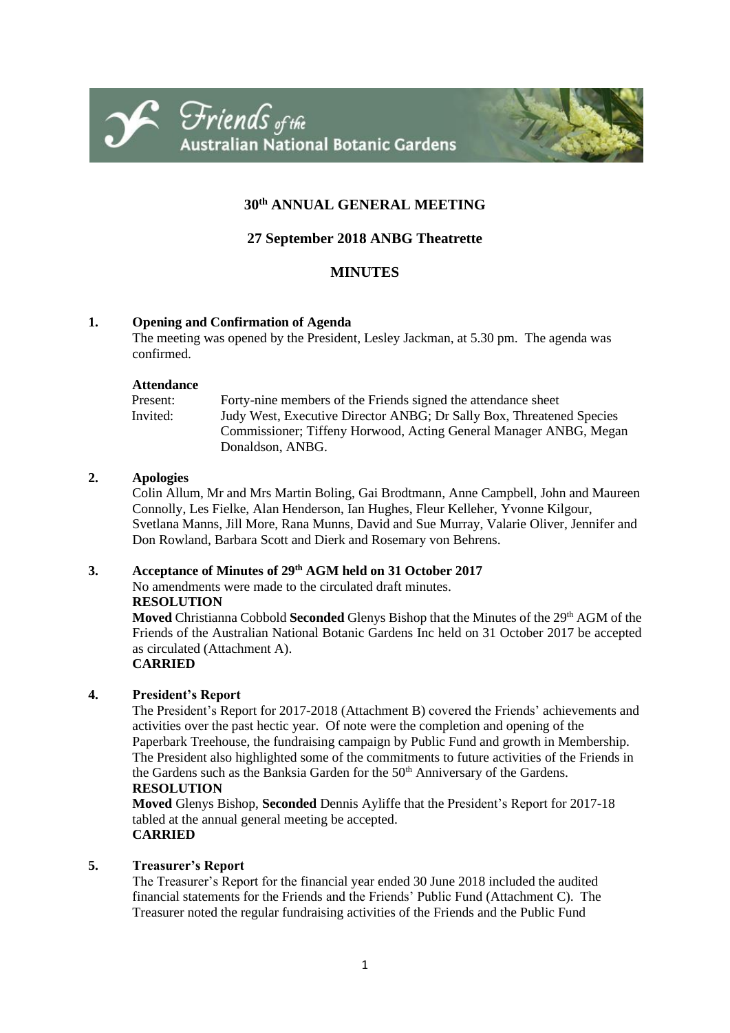Friends of the Australian National Botanic Gardens

# 30th ANNUAL GENERAL MEETING

## 27 September 2018 ANBG Theatrette

## MINUTES

### 1. Opening and Confirmation of Agenda

The meeting was opened by the President, Lesley Jackman, at 5.30 pm. The agenda was confirmed.

**Attendance**

| | |
|---|---|
| Present: | Forty-nine members of the Friends signed the attendance sheet |
| Invited: | Judy West, Executive Director ANBG; Dr Sally Box, Threatened Species Commissioner; Tiffeny Horwood, Acting General Manager ANBG, Megan Donaldson, ANBG. |

### 2. Apologies

Colin Allum, Mr and Mrs Martin Boling, Gai Brodtmann, Anne Campbell, John and Maureen Connolly, Les Fielke, Alan Henderson, Ian Hughes, Fleur Kelleher, Yvonne Kilgour, Svetlana Manns, Jill More, Rana Munns, David and Sue Murray, Valarie Oliver, Jennifer and Don Rowland, Barbara Scott and Dierk and Rosemary von Behrens.

### 3. Acceptance of Minutes of 29th AGM held on 31 October 2017

No amendments were made to the circulated draft minutes.

**RESOLUTION**

**Moved** Christianna Cobbold **Seconded** Glenys Bishop that the Minutes of the 29th AGM of the Friends of the Australian National Botanic Gardens Inc held on 31 October 2017 be accepted as circulated (Attachment A).

**CARRIED**

### 4. President's Report

The President's Report for 2017-2018 (Attachment B) covered the Friends' achievements and activities over the past hectic year. Of note were the completion and opening of the Paperbark Treehouse, the fundraising campaign by Public Fund and growth in Membership. The President also highlighted some of the commitments to future activities of the Friends in the Gardens such as the Banksia Garden for the 50th Anniversary of the Gardens.

**RESOLUTION**

**Moved** Glenys Bishop, **Seconded** Dennis Ayliffe that the President's Report for 2017-18 tabled at the annual general meeting be accepted.

**CARRIED**

### 5. Treasurer's Report

The Treasurer's Report for the financial year ended 30 June 2018 included the audited financial statements for the Friends and the Friends' Public Fund (Attachment C). The Treasurer noted the regular fundraising activities of the Friends and the Public Fund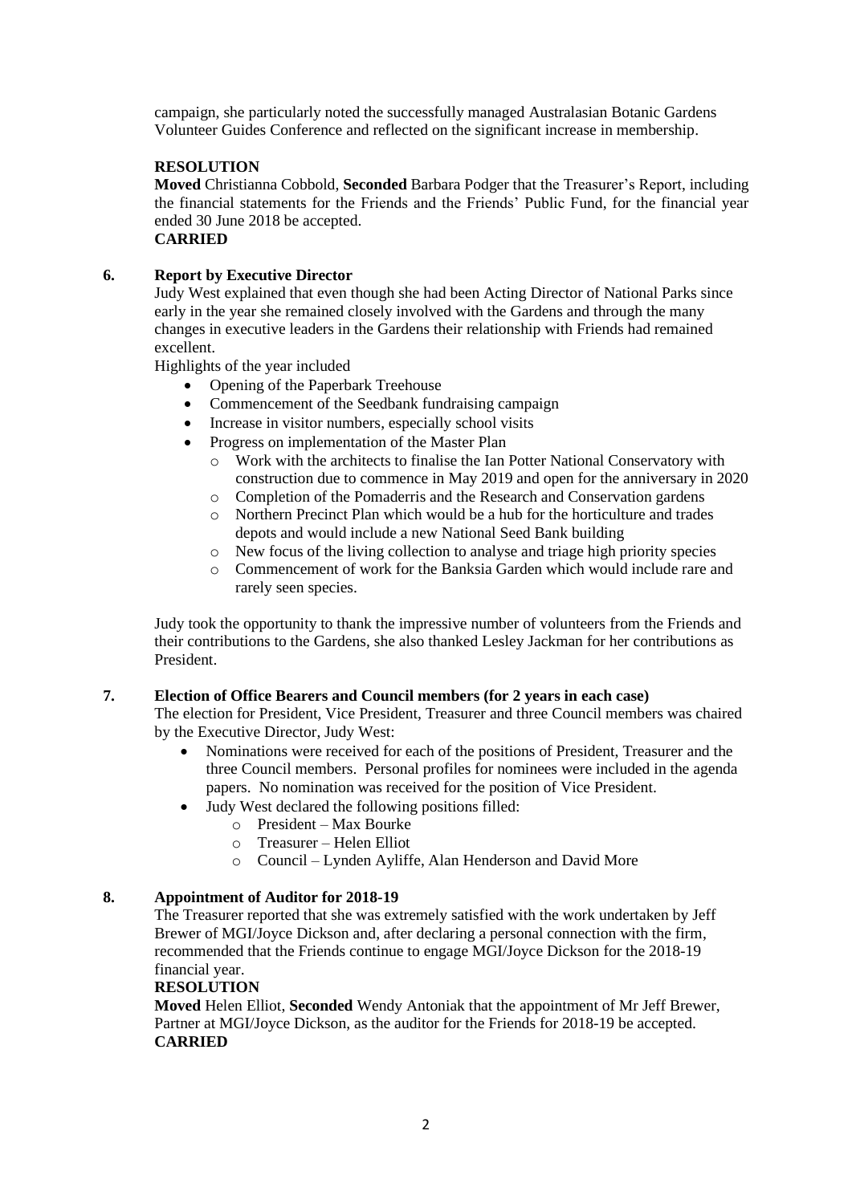campaign, she particularly noted the successfully managed Australasian Botanic Gardens Volunteer Guides Conference and reflected on the significant increase in membership.

**RESOLUTION**

**Moved** Christianna Cobbold, **Seconded** Barbara Podger that the Treasurer's Report, including the financial statements for the Friends and the Friends' Public Fund, for the financial year ended 30 June 2018 be accepted.

**CARRIED**

**6. Report by Executive Director**

Judy West explained that even though she had been Acting Director of National Parks since early in the year she remained closely involved with the Gardens and through the many changes in executive leaders in the Gardens their relationship with Friends had remained excellent.

Highlights of the year included

- Opening of the Paperbark Treehouse
- Commencement of the Seedbank fundraising campaign
- Increase in visitor numbers, especially school visits
- Progress on implementation of the Master Plan
  - Work with the architects to finalise the Ian Potter National Conservatory with construction due to commence in May 2019 and open for the anniversary in 2020
  - Completion of the Pomaderris and the Research and Conservation gardens
  - Northern Precinct Plan which would be a hub for the horticulture and trades depots and would include a new National Seed Bank building
  - New focus of the living collection to analyse and triage high priority species
  - Commencement of work for the Banksia Garden which would include rare and rarely seen species.

Judy took the opportunity to thank the impressive number of volunteers from the Friends and their contributions to the Gardens, she also thanked Lesley Jackman for her contributions as President.

**7. Election of Office Bearers and Council members (for 2 years in each case)**

The election for President, Vice President, Treasurer and three Council members was chaired by the Executive Director, Judy West:

- Nominations were received for each of the positions of President, Treasurer and the three Council members. Personal profiles for nominees were included in the agenda papers. No nomination was received for the position of Vice President.
- Judy West declared the following positions filled:
  - President – Max Bourke
  - Treasurer – Helen Elliot
  - Council – Lynden Ayliffe, Alan Henderson and David More

**8. Appointment of Auditor for 2018-19**

The Treasurer reported that she was extremely satisfied with the work undertaken by Jeff Brewer of MGI/Joyce Dickson and, after declaring a personal connection with the firm, recommended that the Friends continue to engage MGI/Joyce Dickson for the 2018-19 financial year.

**RESOLUTION**

**Moved** Helen Elliot, **Seconded** Wendy Antoniak that the appointment of Mr Jeff Brewer, Partner at MGI/Joyce Dickson, as the auditor for the Friends for 2018-19 be accepted.

**CARRIED**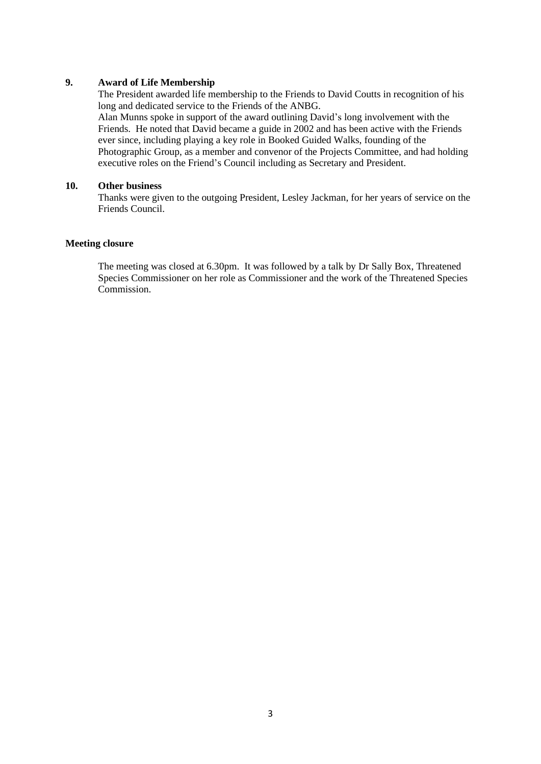## 9. Award of Life Membership

The President awarded life membership to the Friends to David Coutts in recognition of his long and dedicated service to the Friends of the ANBG.

Alan Munns spoke in support of the award outlining David's long involvement with the Friends. He noted that David became a guide in 2002 and has been active with the Friends ever since, including playing a key role in Booked Guided Walks, founding of the Photographic Group, as a member and convenor of the Projects Committee, and had holding executive roles on the Friend's Council including as Secretary and President.

## 10. Other business

Thanks were given to the outgoing President, Lesley Jackman, for her years of service on the Friends Council.

## Meeting closure

The meeting was closed at 6.30pm. It was followed by a talk by Dr Sally Box, Threatened Species Commissioner on her role as Commissioner and the work of the Threatened Species Commission.